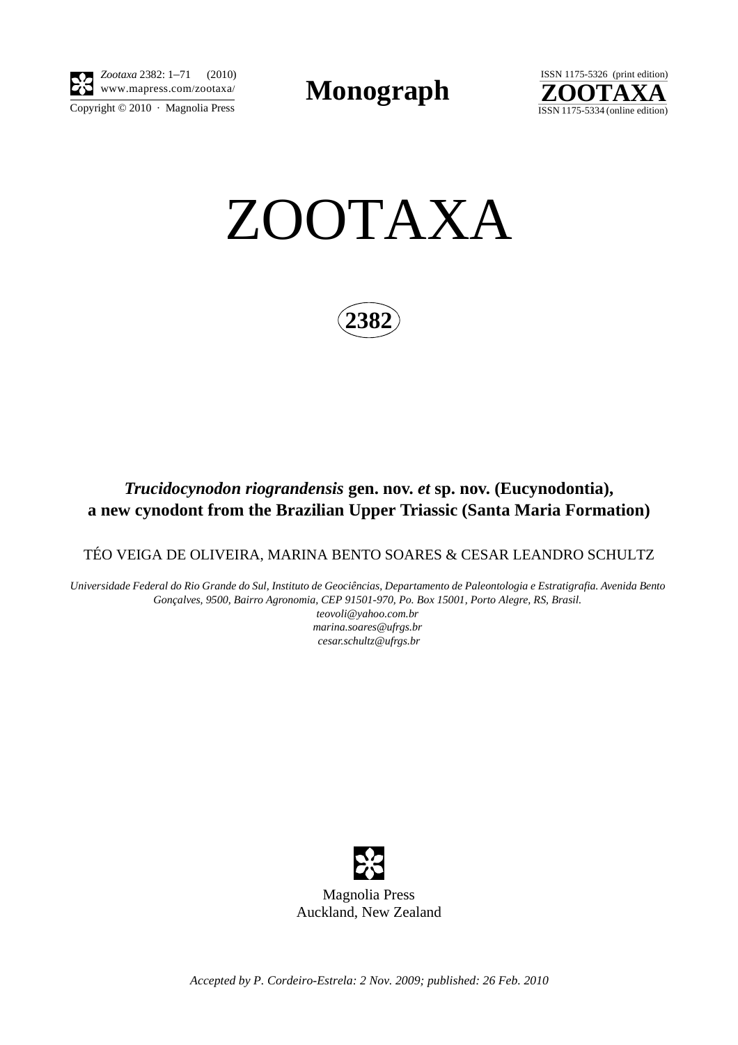*Zootaxa* 2382: 1–71 (2010)
www.mapress.com/zootaxa/

Copyright © 2010 · Magnolia Press

**Monograph**

ISSN 1175-5326 (print edition)
**ZOOTAXA**
ISSN 1175-5334 (online edition)

# ZOOTAXA

**2382**

## *Trucidocynodon riograndensis* gen. nov. *et* sp. nov. (Eucynodontia), a new cynodont from the Brazilian Upper Triassic (Santa Maria Formation)

TÉO VEIGA DE OLIVEIRA, MARINA BENTO SOARES & CESAR LEANDRO SCHULTZ

*Universidade Federal do Rio Grande do Sul, Instituto de Geociências, Departamento de Paleontologia e Estratigrafia. Avenida Bento Gonçalves, 9500, Bairro Agronomia, CEP 91501-970, Po. Box 15001, Porto Alegre, RS, Brasil.*
*teovoli@yahoo.com.br*
*marina.soares@ufrgs.br*
*cesar.schultz@ufrgs.br*

Magnolia Press
Auckland, New Zealand

*Accepted by P. Cordeiro-Estrela: 2 Nov. 2009; published: 26 Feb. 2010*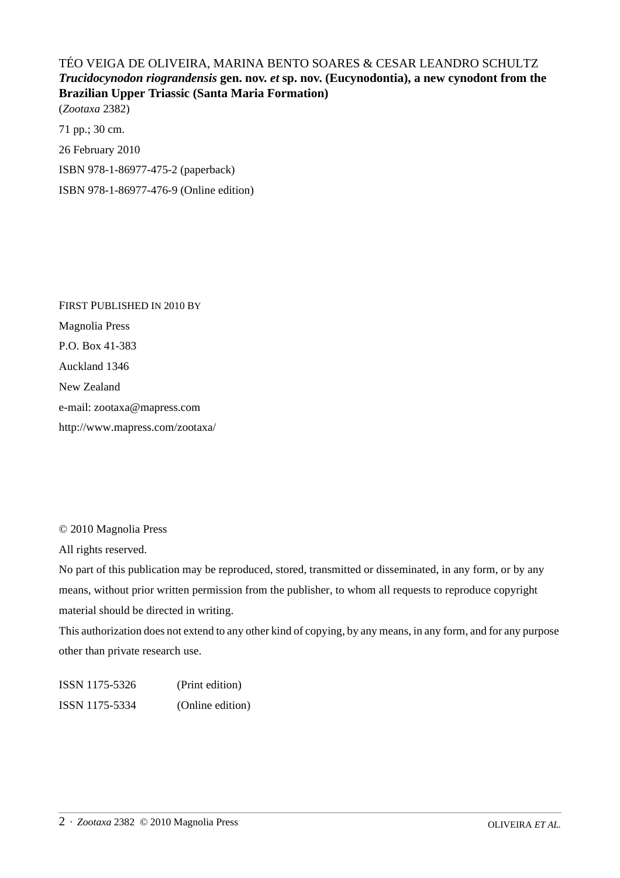TÉO VEIGA DE OLIVEIRA, MARINA BENTO SOARES & CESAR LEANDRO SCHULTZ
***Trucidocynodon riograndensis* gen. nov. *et* sp. nov. (Eucynodontia), a new cynodont from the Brazilian Upper Triassic (Santa Maria Formation)**
(*Zootaxa* 2382)

71 pp.; 30 cm.

26 February 2010

ISBN 978-1-86977-475-2 (paperback)

ISBN 978-1-86977-476-9 (Online edition)

FIRST PUBLISHED IN 2010 BY

Magnolia Press

P.O. Box 41-383

Auckland 1346

New Zealand

e-mail: zootaxa@mapress.com

http://www.mapress.com/zootaxa/

© 2010 Magnolia Press

All rights reserved.

No part of this publication may be reproduced, stored, transmitted or disseminated, in any form, or by any means, without prior written permission from the publisher, to whom all requests to reproduce copyright material should be directed in writing.

This authorization does not extend to any other kind of copying, by any means, in any form, and for any purpose other than private research use.

ISSN 1175-5326 (Print edition)

ISSN 1175-5334 (Online edition)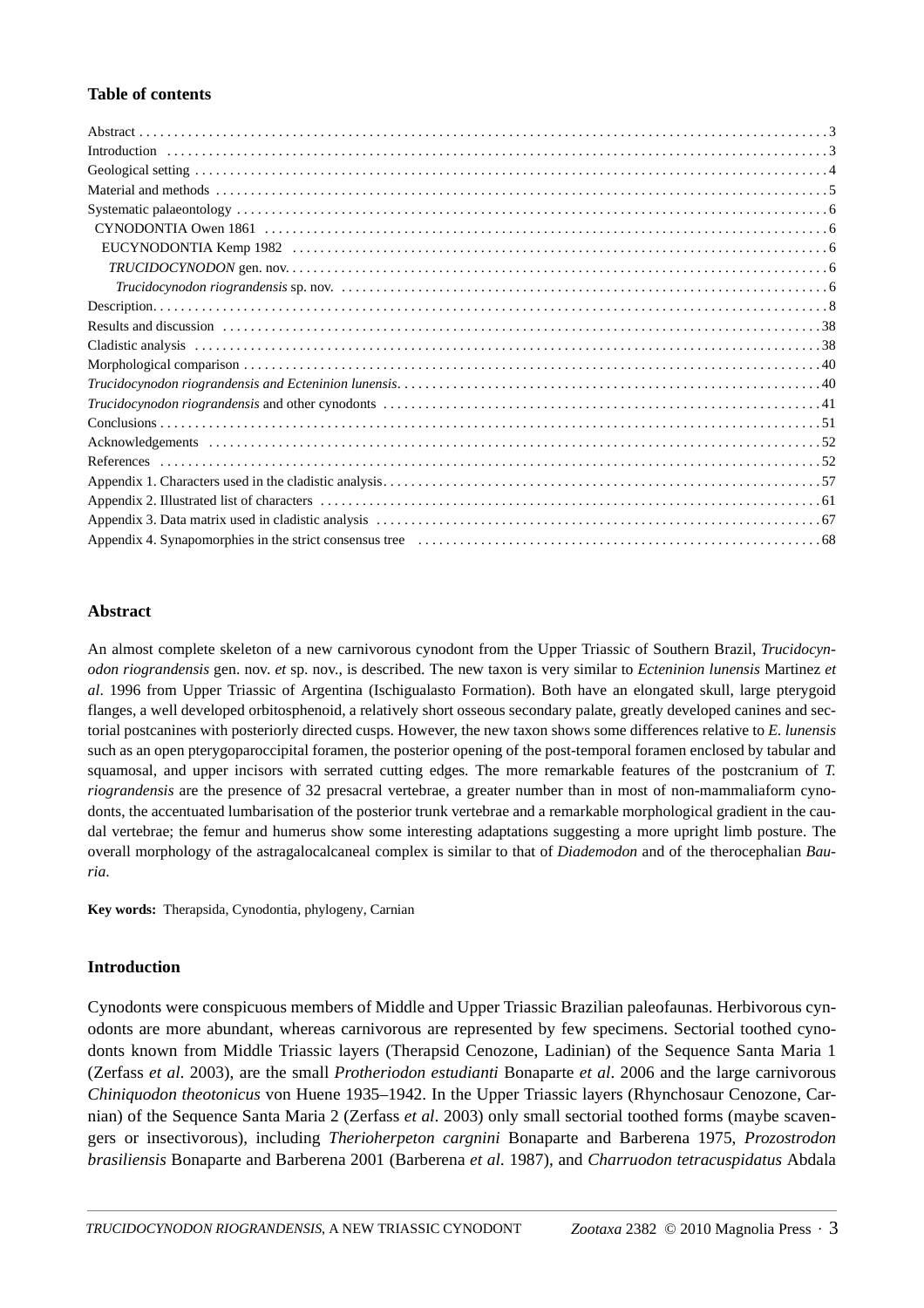## Table of contents

- Abstract ... 3
- Introduction ... 3
- Geological setting ... 4
- Material and methods ... 5
- Systematic palaeontology ... 6
  - CYNODONTIA Owen 1861 ... 6
    - EUCYNODONTIA Kemp 1982 ... 6
      - *TRUCIDOCYNODON* gen. nov. ... 6
        - *Trucidocynodon riograndensis* sp. nov. ... 6
- Description ... 8
- Results and discussion ... 38
- Cladistic analysis ... 38
- Morphological comparison ... 40
- *Trucidocynodon riograndensis and Ecteninion lunensis* ... 40
- *Trucidocynodon riograndensis* and other cynodonts ... 41
- Conclusions ... 51
- Acknowledgements ... 52
- References ... 52
- Appendix 1. Characters used in the cladistic analysis ... 57
- Appendix 2. Illustrated list of characters ... 61
- Appendix 3. Data matrix used in cladistic analysis ... 67
- Appendix 4. Synapomorphies in the strict consensus tree ... 68

## Abstract

An almost complete skeleton of a new carnivorous cynodont from the Upper Triassic of Southern Brazil, *Trucidocynodon riograndensis* gen. nov. *et* sp. nov., is described. The new taxon is very similar to *Ecteninion lunensis* Martinez *et al*. 1996 from Upper Triassic of Argentina (Ischigualasto Formation). Both have an elongated skull, large pterygoid flanges, a well developed orbitosphenoid, a relatively short osseous secondary palate, greatly developed canines and sectorial postcanines with posteriorly directed cusps. However, the new taxon shows some differences relative to *E. lunensis* such as an open pterygoparoccipital foramen, the posterior opening of the post-temporal foramen enclosed by tabular and squamosal, and upper incisors with serrated cutting edges. The more remarkable features of the postcranium of *T. riograndensis* are the presence of 32 presacral vertebrae, a greater number than in most of non-mammaliaform cynodonts, the accentuated lumbarisation of the posterior trunk vertebrae and a remarkable morphological gradient in the caudal vertebrae; the femur and humerus show some interesting adaptations suggesting a more upright limb posture. The overall morphology of the astragalocalcaneal complex is similar to that of *Diademodon* and of the therocephalian *Bauria*.

**Key words:** Therapsida, Cynodontia, phylogeny, Carnian

## Introduction

Cynodonts were conspicuous members of Middle and Upper Triassic Brazilian paleofaunas. Herbivorous cynodonts are more abundant, whereas carnivorous are represented by few specimens. Sectorial toothed cynodonts known from Middle Triassic layers (Therapsid Cenozone, Ladinian) of the Sequence Santa Maria 1 (Zerfass *et al*. 2003), are the small *Protheriodon estudianti* Bonaparte *et al*. 2006 and the large carnivorous *Chiniquodon theotonicus* von Huene 1935–1942. In the Upper Triassic layers (Rhynchosaur Cenozone, Carnian) of the Sequence Santa Maria 2 (Zerfass *et al*. 2003) only small sectorial toothed forms (maybe scavengers or insectivorous), including *Therioherpeton cargnini* Bonaparte and Barberena 1975, *Prozostrodon brasiliensis* Bonaparte and Barberena 2001 (Barberena *et al*. 1987), and *Charruodon tetracuspidatus* Abdala